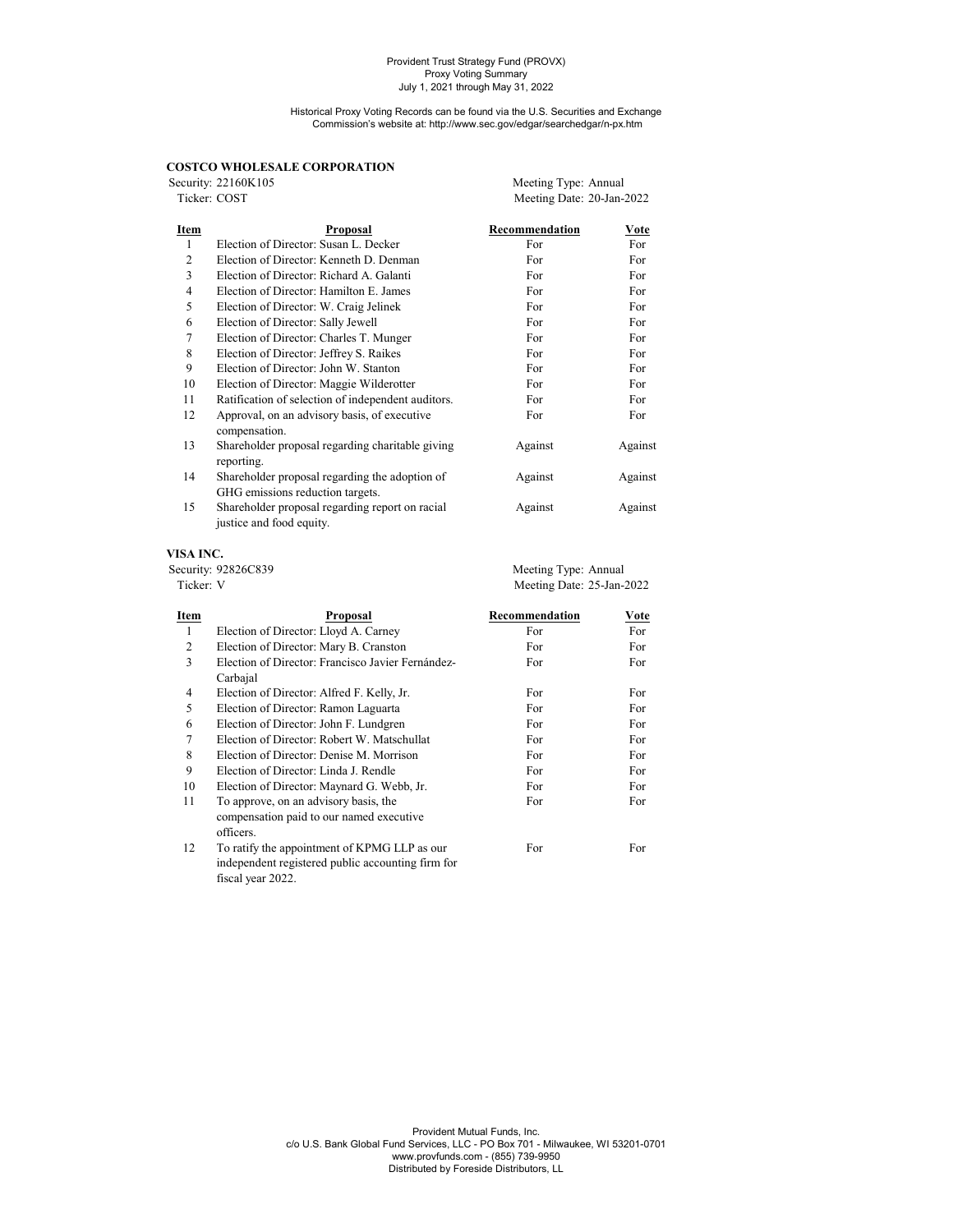Provident Trust Strategy Fund (PROVX)
Proxy Voting Summary
July 1, 2021 through May 31, 2022

Historical Proxy Voting Records can be found via the U.S. Securities and Exchange Commission's website at: http://www.sec.gov/edgar/searchedgar/n-px.htm

### COSTCO WHOLESALE CORPORATION

Security: 22160K105 Meeting Type: Annual
Ticker: COST Meeting Date: 20-Jan-2022

| Item | Proposal | Recommendation | Vote |
|---|---|---|---|
| 1 | Election of Director: Susan L. Decker | For | For |
| 2 | Election of Director: Kenneth D. Denman | For | For |
| 3 | Election of Director: Richard A. Galanti | For | For |
| 4 | Election of Director: Hamilton E. James | For | For |
| 5 | Election of Director: W. Craig Jelinek | For | For |
| 6 | Election of Director: Sally Jewell | For | For |
| 7 | Election of Director: Charles T. Munger | For | For |
| 8 | Election of Director: Jeffrey S. Raikes | For | For |
| 9 | Election of Director: John W. Stanton | For | For |
| 10 | Election of Director: Maggie Wilderotter | For | For |
| 11 | Ratification of selection of independent auditors. | For | For |
| 12 | Approval, on an advisory basis, of executive compensation. | For | For |
| 13 | Shareholder proposal regarding charitable giving reporting. | Against | Against |
| 14 | Shareholder proposal regarding the adoption of GHG emissions reduction targets. | Against | Against |
| 15 | Shareholder proposal regarding report on racial justice and food equity. | Against | Against |

### VISA INC.

Security: 92826C839 Meeting Type: Annual
Ticker: V Meeting Date: 25-Jan-2022

| Item | Proposal | Recommendation | Vote |
|---|---|---|---|
| 1 | Election of Director: Lloyd A. Carney | For | For |
| 2 | Election of Director: Mary B. Cranston | For | For |
| 3 | Election of Director: Francisco Javier Fernández-Carbajal | For | For |
| 4 | Election of Director: Alfred F. Kelly, Jr. | For | For |
| 5 | Election of Director: Ramon Laguarta | For | For |
| 6 | Election of Director: John F. Lundgren | For | For |
| 7 | Election of Director: Robert W. Matschullat | For | For |
| 8 | Election of Director: Denise M. Morrison | For | For |
| 9 | Election of Director: Linda J. Rendle | For | For |
| 10 | Election of Director: Maynard G. Webb, Jr. | For | For |
| 11 | To approve, on an advisory basis, the compensation paid to our named executive officers. | For | For |
| 12 | To ratify the appointment of KPMG LLP as our independent registered public accounting firm for fiscal year 2022. | For | For |

Provident Mutual Funds, Inc.
c/o U.S. Bank Global Fund Services, LLC - PO Box 701 - Milwaukee, WI 53201-0701
www.provfunds.com - (855) 739-9950
Distributed by Foreside Distributors, LL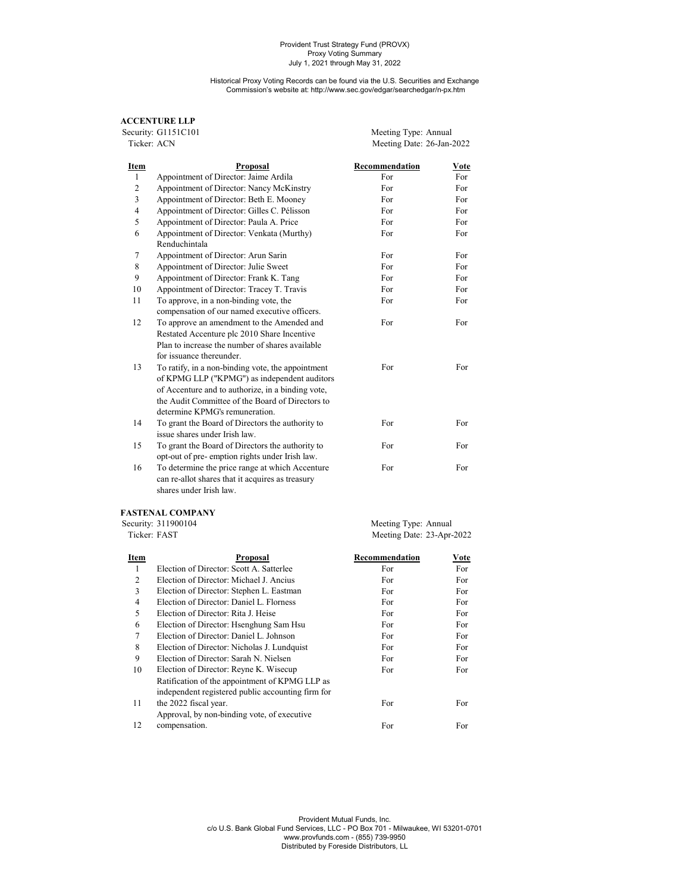Provident Trust Strategy Fund (PROVX)
Proxy Voting Summary
July 1, 2021 through May 31, 2022

Historical Proxy Voting Records can be found via the U.S. Securities and Exchange Commission's website at: http://www.sec.gov/edgar/searchedgar/n-px.htm

**ACCENTURE LLP**

Security: G1151C101 — Meeting Type: Annual
Ticker: ACN — Meeting Date: 26-Jan-2022

| Item | Proposal | Recommendation | Vote |
|---|---|---|---|
| 1 | Appointment of Director: Jaime Ardila | For | For |
| 2 | Appointment of Director: Nancy McKinstry | For | For |
| 3 | Appointment of Director: Beth E. Mooney | For | For |
| 4 | Appointment of Director: Gilles C. Pélisson | For | For |
| 5 | Appointment of Director: Paula A. Price | For | For |
| 6 | Appointment of Director: Venkata (Murthy) Renduchintala | For | For |
| 7 | Appointment of Director: Arun Sarin | For | For |
| 8 | Appointment of Director: Julie Sweet | For | For |
| 9 | Appointment of Director: Frank K. Tang | For | For |
| 10 | Appointment of Director: Tracey T. Travis | For | For |
| 11 | To approve, in a non-binding vote, the compensation of our named executive officers. | For | For |
| 12 | To approve an amendment to the Amended and Restated Accenture plc 2010 Share Incentive Plan to increase the number of shares available for issuance thereunder. | For | For |
| 13 | To ratify, in a non-binding vote, the appointment of KPMG LLP ("KPMG") as independent auditors of Accenture and to authorize, in a binding vote, the Audit Committee of the Board of Directors to determine KPMG's remuneration. | For | For |
| 14 | To grant the Board of Directors the authority to issue shares under Irish law. | For | For |
| 15 | To grant the Board of Directors the authority to opt-out of pre- emption rights under Irish law. | For | For |
| 16 | To determine the price range at which Accenture can re-allot shares that it acquires as treasury shares under Irish law. | For | For |

**FASTENAL COMPANY**

Security: 311900104 — Meeting Type: Annual
Ticker: FAST — Meeting Date: 23-Apr-2022

| Item | Proposal | Recommendation | Vote |
|---|---|---|---|
| 1 | Election of Director: Scott A. Satterlee | For | For |
| 2 | Election of Director: Michael J. Ancius | For | For |
| 3 | Election of Director: Stephen L. Eastman | For | For |
| 4 | Election of Director: Daniel L. Florness | For | For |
| 5 | Election of Director: Rita J. Heise | For | For |
| 6 | Election of Director: Hsenghung Sam Hsu | For | For |
| 7 | Election of Director: Daniel L. Johnson | For | For |
| 8 | Election of Director: Nicholas J. Lundquist | For | For |
| 9 | Election of Director: Sarah N. Nielsen | For | For |
| 10 | Election of Director: Reyne K. Wisecup | For | For |
| 11 | Ratification of the appointment of KPMG LLP as independent registered public accounting firm for the 2022 fiscal year. | For | For |
| 12 | Approval, by non-binding vote, of executive compensation. | For | For |

Provident Mutual Funds, Inc.
c/o U.S. Bank Global Fund Services, LLC - PO Box 701 - Milwaukee, WI 53201-0701
www.provfunds.com - (855) 739-9950
Distributed by Foreside Distributors, LL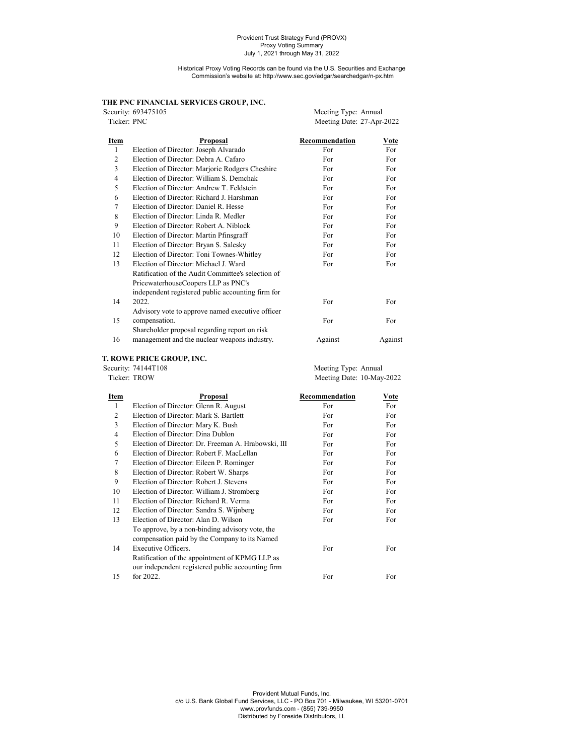Provident Trust Strategy Fund (PROVX)
Proxy Voting Summary
July 1, 2021 through May 31, 2022

Historical Proxy Voting Records can be found via the U.S. Securities and Exchange Commission's website at: http://www.sec.gov/edgar/searchedgar/n-px.htm

### THE PNC FINANCIAL SERVICES GROUP, INC.

Security: 693475105 — Meeting Type: Annual
Ticker: PNC — Meeting Date: 27-Apr-2022

| Item | Proposal | Recommendation | Vote |
|---|---|---|---|
| 1 | Election of Director: Joseph Alvarado | For | For |
| 2 | Election of Director: Debra A. Cafaro | For | For |
| 3 | Election of Director: Marjorie Rodgers Cheshire | For | For |
| 4 | Election of Director: William S. Demchak | For | For |
| 5 | Election of Director: Andrew T. Feldstein | For | For |
| 6 | Election of Director: Richard J. Harshman | For | For |
| 7 | Election of Director: Daniel R. Hesse | For | For |
| 8 | Election of Director: Linda R. Medler | For | For |
| 9 | Election of Director: Robert A. Niblock | For | For |
| 10 | Election of Director: Martin Pfinsgraff | For | For |
| 11 | Election of Director: Bryan S. Salesky | For | For |
| 12 | Election of Director: Toni Townes-Whitley | For | For |
| 13 | Election of Director: Michael J. Ward | For | For |
| 14 | Ratification of the Audit Committee's selection of PricewaterhouseCoopers LLP as PNC's independent registered public accounting firm for 2022. | For | For |
| 15 | Advisory vote to approve named executive officer compensation. | For | For |
| 16 | Shareholder proposal regarding report on risk management and the nuclear weapons industry. | Against | Against |

### T. ROWE PRICE GROUP, INC.

Security: 74144T108 — Meeting Type: Annual
Ticker: TROW — Meeting Date: 10-May-2022

| Item | Proposal | Recommendation | Vote |
|---|---|---|---|
| 1 | Election of Director: Glenn R. August | For | For |
| 2 | Election of Director: Mark S. Bartlett | For | For |
| 3 | Election of Director: Mary K. Bush | For | For |
| 4 | Election of Director: Dina Dublon | For | For |
| 5 | Election of Director: Dr. Freeman A. Hrabowski, III | For | For |
| 6 | Election of Director: Robert F. MacLellan | For | For |
| 7 | Election of Director: Eileen P. Rominger | For | For |
| 8 | Election of Director: Robert W. Sharps | For | For |
| 9 | Election of Director: Robert J. Stevens | For | For |
| 10 | Election of Director: William J. Stromberg | For | For |
| 11 | Election of Director: Richard R. Verma | For | For |
| 12 | Election of Director: Sandra S. Wijnberg | For | For |
| 13 | Election of Director: Alan D. Wilson | For | For |
| 14 | To approve, by a non-binding advisory vote, the compensation paid by the Company to its Named Executive Officers. | For | For |
| 15 | Ratification of the appointment of KPMG LLP as our independent registered public accounting firm for 2022. | For | For |

Provident Mutual Funds, Inc.
c/o U.S. Bank Global Fund Services, LLC - PO Box 701 - Milwaukee, WI 53201-0701
www.provfunds.com - (855) 739-9950
Distributed by Foreside Distributors, LL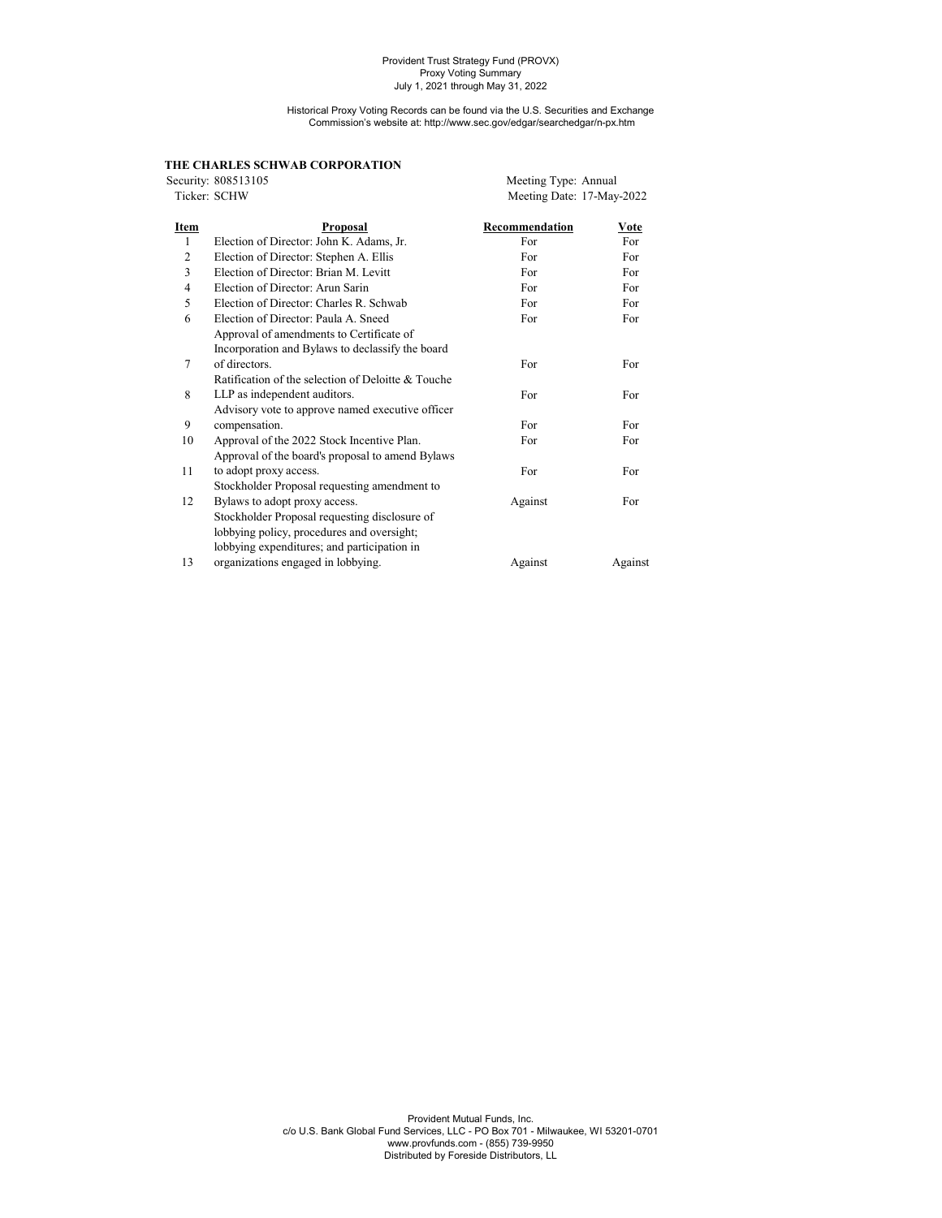Provident Trust Strategy Fund (PROVX)
Proxy Voting Summary
July 1, 2021 through May 31, 2022

Historical Proxy Voting Records can be found via the U.S. Securities and Exchange Commission's website at: http://www.sec.gov/edgar/searchedgar/n-px.htm

**THE CHARLES SCHWAB CORPORATION**

Security: 808513105 — Meeting Type: Annual
Ticker: SCHW — Meeting Date: 17-May-2022

| Item | Proposal | Recommendation | Vote |
|---|---|---|---|
| 1 | Election of Director: John K. Adams, Jr. | For | For |
| 2 | Election of Director: Stephen A. Ellis | For | For |
| 3 | Election of Director: Brian M. Levitt | For | For |
| 4 | Election of Director: Arun Sarin | For | For |
| 5 | Election of Director: Charles R. Schwab | For | For |
| 6 | Election of Director: Paula A. Sneed | For | For |
| 7 | Approval of amendments to Certificate of Incorporation and Bylaws to declassify the board of directors. | For | For |
| 8 | Ratification of the selection of Deloitte & Touche LLP as independent auditors. | For | For |
| 9 | Advisory vote to approve named executive officer compensation. | For | For |
| 10 | Approval of the 2022 Stock Incentive Plan. | For | For |
| 11 | Approval of the board's proposal to amend Bylaws to adopt proxy access. | For | For |
| 12 | Stockholder Proposal requesting amendment to Bylaws to adopt proxy access. | Against | For |
| 13 | Stockholder Proposal requesting disclosure of lobbying policy, procedures and oversight; lobbying expenditures; and participation in organizations engaged in lobbying. | Against | Against |

Provident Mutual Funds, Inc.
c/o U.S. Bank Global Fund Services, LLC - PO Box 701 - Milwaukee, WI 53201-0701
www.provfunds.com - (855) 739-9950
Distributed by Foreside Distributors, LL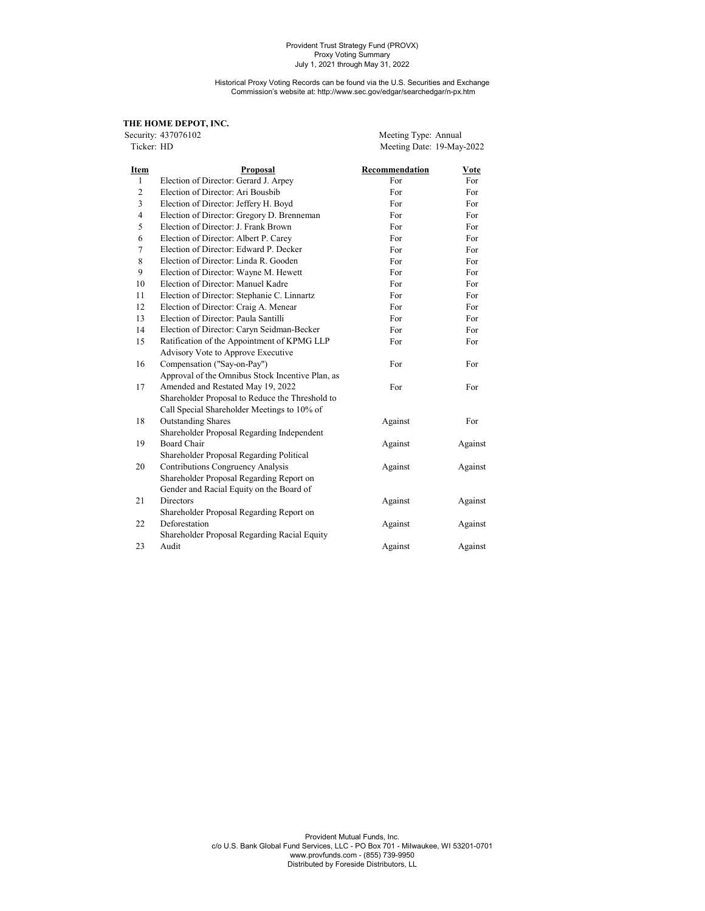Provident Trust Strategy Fund (PROVX)
Proxy Voting Summary
July 1, 2021 through May 31, 2022

Historical Proxy Voting Records can be found via the U.S. Securities and Exchange Commission's website at: http://www.sec.gov/edgar/searchedgar/n-px.htm

**THE HOME DEPOT, INC.**

Security: 437076102
Ticker: HD

Meeting Type: Annual
Meeting Date: 19-May-2022

| Item | Proposal | Recommendation | Vote |
|---|---|---|---|
| 1 | Election of Director: Gerard J. Arpey | For | For |
| 2 | Election of Director: Ari Bousbib | For | For |
| 3 | Election of Director: Jeffery H. Boyd | For | For |
| 4 | Election of Director: Gregory D. Brenneman | For | For |
| 5 | Election of Director: J. Frank Brown | For | For |
| 6 | Election of Director: Albert P. Carey | For | For |
| 7 | Election of Director: Edward P. Decker | For | For |
| 8 | Election of Director: Linda R. Gooden | For | For |
| 9 | Election of Director: Wayne M. Hewett | For | For |
| 10 | Election of Director: Manuel Kadre | For | For |
| 11 | Election of Director: Stephanie C. Linnartz | For | For |
| 12 | Election of Director: Craig A. Menear | For | For |
| 13 | Election of Director: Paula Santilli | For | For |
| 14 | Election of Director: Caryn Seidman-Becker | For | For |
| 15 | Ratification of the Appointment of KPMG LLP | For | For |
| 16 | Advisory Vote to Approve Executive Compensation ("Say-on-Pay") | For | For |
| 17 | Approval of the Omnibus Stock Incentive Plan, as Amended and Restated May 19, 2022 | For | For |
| 18 | Shareholder Proposal to Reduce the Threshold to Call Special Shareholder Meetings to 10% of Outstanding Shares | Against | For |
| 19 | Shareholder Proposal Regarding Independent Board Chair | Against | Against |
| 20 | Shareholder Proposal Regarding Political Contributions Congruency Analysis | Against | Against |
| 21 | Shareholder Proposal Regarding Report on Gender and Racial Equity on the Board of Directors | Against | Against |
| 22 | Shareholder Proposal Regarding Report on Deforestation | Against | Against |
| 23 | Shareholder Proposal Regarding Racial Equity Audit | Against | Against |

Provident Mutual Funds, Inc.
c/o U.S. Bank Global Fund Services, LLC - PO Box 701 - Milwaukee, WI 53201-0701
www.provfunds.com - (855) 739-9950
Distributed by Foreside Distributors, LL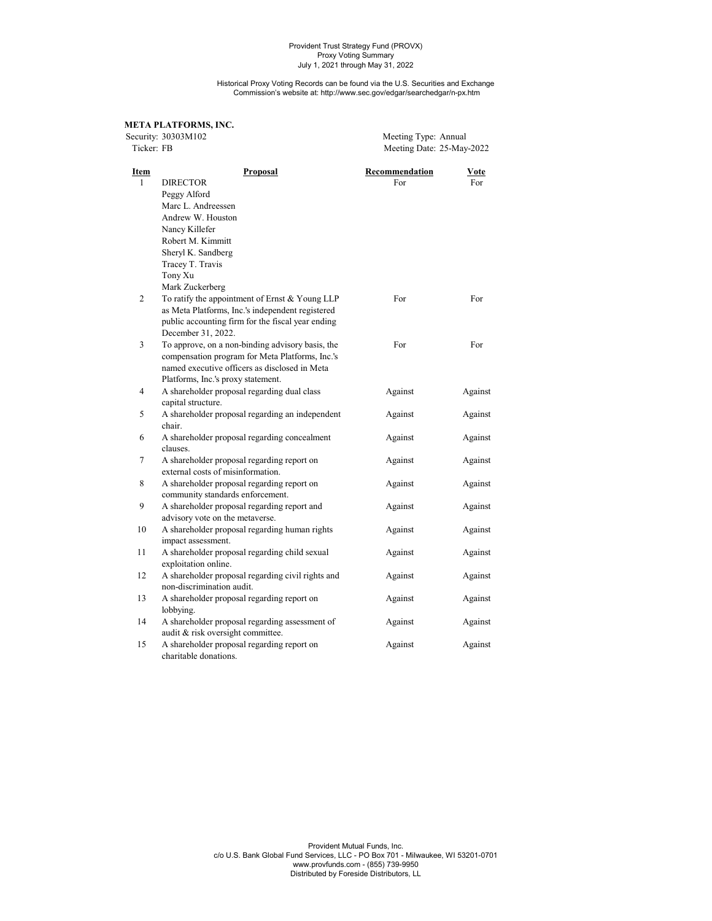Provident Trust Strategy Fund (PROVX)
Proxy Voting Summary
July 1, 2021 through May 31, 2022

Historical Proxy Voting Records can be found via the U.S. Securities and Exchange Commission's website at: http://www.sec.gov/edgar/searchedgar/n-px.htm

**META PLATFORMS, INC.**

Security: 30303M102 — Meeting Type: Annual
Ticker: FB — Meeting Date: 25-May-2022

| Item | Proposal | Recommendation | Vote |
|---|---|---|---|
| 1 | DIRECTOR<br>Peggy Alford<br>Marc L. Andreessen<br>Andrew W. Houston<br>Nancy Killefer<br>Robert M. Kimmitt<br>Sheryl K. Sandberg<br>Tracey T. Travis<br>Tony Xu<br>Mark Zuckerberg | For | For |
| 2 | To ratify the appointment of Ernst & Young LLP as Meta Platforms, Inc.'s independent registered public accounting firm for the fiscal year ending December 31, 2022. | For | For |
| 3 | To approve, on a non-binding advisory basis, the compensation program for Meta Platforms, Inc.'s named executive officers as disclosed in Meta Platforms, Inc.'s proxy statement. | For | For |
| 4 | A shareholder proposal regarding dual class capital structure. | Against | Against |
| 5 | A shareholder proposal regarding an independent chair. | Against | Against |
| 6 | A shareholder proposal regarding concealment clauses. | Against | Against |
| 7 | A shareholder proposal regarding report on external costs of misinformation. | Against | Against |
| 8 | A shareholder proposal regarding report on community standards enforcement. | Against | Against |
| 9 | A shareholder proposal regarding report and advisory vote on the metaverse. | Against | Against |
| 10 | A shareholder proposal regarding human rights impact assessment. | Against | Against |
| 11 | A shareholder proposal regarding child sexual exploitation online. | Against | Against |
| 12 | A shareholder proposal regarding civil rights and non-discrimination audit. | Against | Against |
| 13 | A shareholder proposal regarding report on lobbying. | Against | Against |
| 14 | A shareholder proposal regarding assessment of audit & risk oversight committee. | Against | Against |
| 15 | A shareholder proposal regarding report on charitable donations. | Against | Against |

Provident Mutual Funds, Inc.
c/o U.S. Bank Global Fund Services, LLC - PO Box 701 - Milwaukee, WI 53201-0701
www.provfunds.com - (855) 739-9950
Distributed by Foreside Distributors, LL